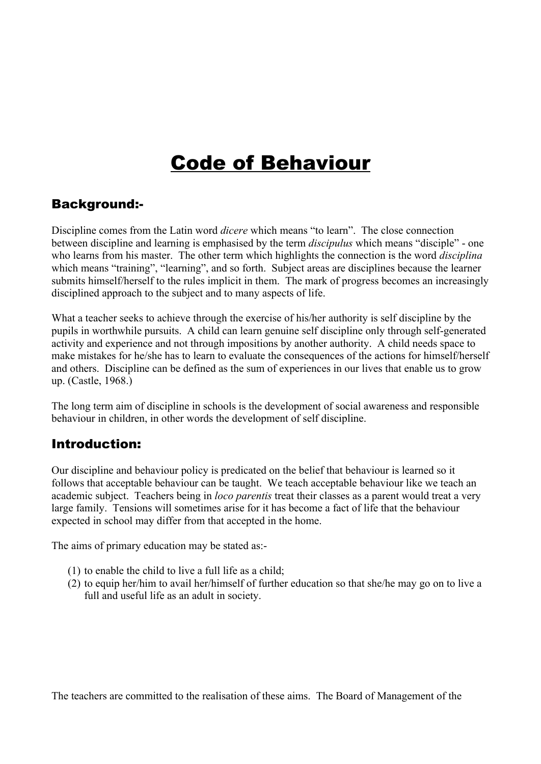# Code of Behaviour

## Background:-

Discipline comes from the Latin word *dicere* which means "to learn". The close connection between discipline and learning is emphasised by the term *discipulus* which means "disciple" - one who learns from his master. The other term which highlights the connection is the word *disciplina* which means "training", "learning", and so forth. Subject areas are disciplines because the learner submits himself/herself to the rules implicit in them. The mark of progress becomes an increasingly disciplined approach to the subject and to many aspects of life.

What a teacher seeks to achieve through the exercise of his/her authority is self discipline by the pupils in worthwhile pursuits. A child can learn genuine self discipline only through self-generated activity and experience and not through impositions by another authority. A child needs space to make mistakes for he/she has to learn to evaluate the consequences of the actions for himself/herself and others. Discipline can be defined as the sum of experiences in our lives that enable us to grow up. (Castle, 1968.)

The long term aim of discipline in schools is the development of social awareness and responsible behaviour in children, in other words the development of self discipline.

## Introduction:

Our discipline and behaviour policy is predicated on the belief that behaviour is learned so it follows that acceptable behaviour can be taught. We teach acceptable behaviour like we teach an academic subject. Teachers being in *loco parentis* treat their classes as a parent would treat a very large family. Tensions will sometimes arise for it has become a fact of life that the behaviour expected in school may differ from that accepted in the home.

The aims of primary education may be stated as:-

(1) to enable the child to live a full life as a child;
(2) to equip her/him to avail her/himself of further education so that she/he may go on to live a full and useful life as an adult in society.

The teachers are committed to the realisation of these aims. The Board of Management of the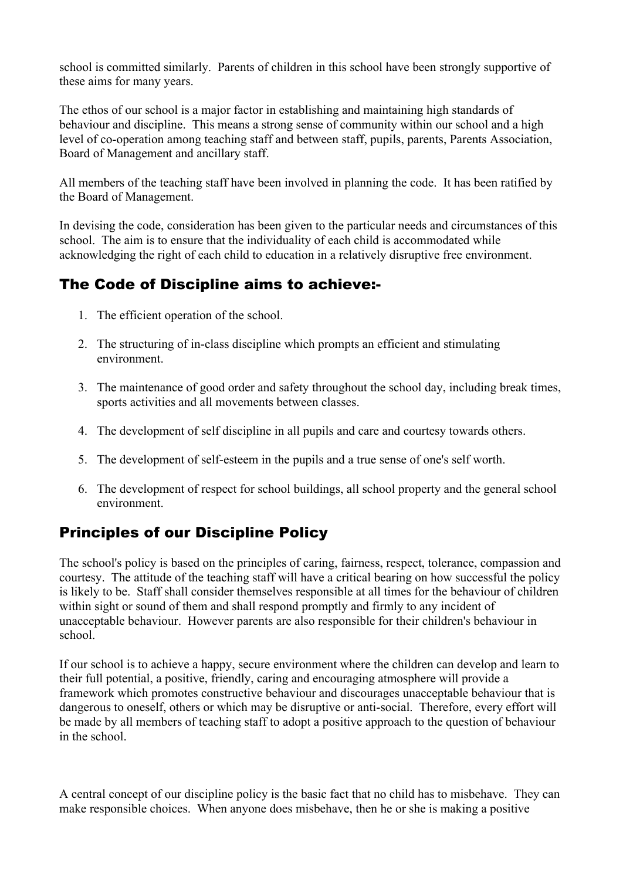school is committed similarly. Parents of children in this school have been strongly supportive of these aims for many years.

The ethos of our school is a major factor in establishing and maintaining high standards of behaviour and discipline. This means a strong sense of community within our school and a high level of co-operation among teaching staff and between staff, pupils, parents, Parents Association, Board of Management and ancillary staff.

All members of the teaching staff have been involved in planning the code. It has been ratified by the Board of Management.

In devising the code, consideration has been given to the particular needs and circumstances of this school. The aim is to ensure that the individuality of each child is accommodated while acknowledging the right of each child to education in a relatively disruptive free environment.

## The Code of Discipline aims to achieve:-

1. The efficient operation of the school.

2. The structuring of in-class discipline which prompts an efficient and stimulating environment.

3. The maintenance of good order and safety throughout the school day, including break times, sports activities and all movements between classes.

4. The development of self discipline in all pupils and care and courtesy towards others.

5. The development of self-esteem in the pupils and a true sense of one's self worth.

6. The development of respect for school buildings, all school property and the general school environment.

## Principles of our Discipline Policy

The school's policy is based on the principles of caring, fairness, respect, tolerance, compassion and courtesy. The attitude of the teaching staff will have a critical bearing on how successful the policy is likely to be. Staff shall consider themselves responsible at all times for the behaviour of children within sight or sound of them and shall respond promptly and firmly to any incident of unacceptable behaviour. However parents are also responsible for their children's behaviour in school.

If our school is to achieve a happy, secure environment where the children can develop and learn to their full potential, a positive, friendly, caring and encouraging atmosphere will provide a framework which promotes constructive behaviour and discourages unacceptable behaviour that is dangerous to oneself, others or which may be disruptive or anti-social. Therefore, every effort will be made by all members of teaching staff to adopt a positive approach to the question of behaviour in the school.

A central concept of our discipline policy is the basic fact that no child has to misbehave. They can make responsible choices. When anyone does misbehave, then he or she is making a positive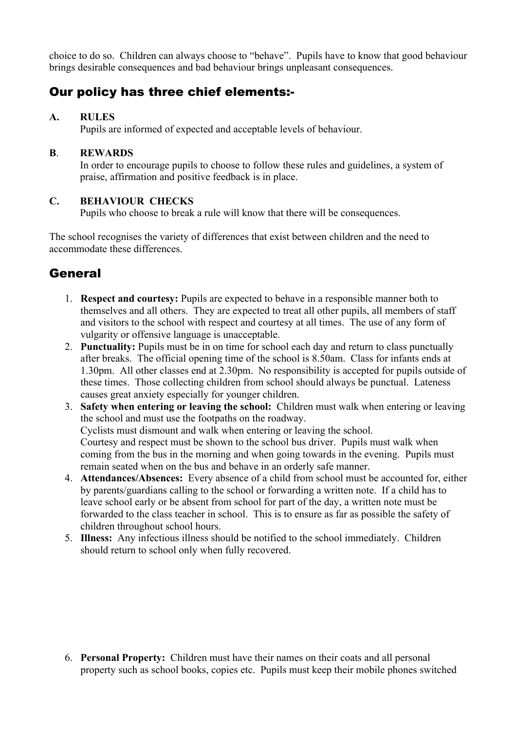choice to do so. Children can always choose to "behave". Pupils have to know that good behaviour brings desirable consequences and bad behaviour brings unpleasant consequences.

## Our policy has three chief elements:-

**A. RULES**
Pupils are informed of expected and acceptable levels of behaviour.

**B. REWARDS**
In order to encourage pupils to choose to follow these rules and guidelines, a system of praise, affirmation and positive feedback is in place.

**C. BEHAVIOUR CHECKS**
Pupils who choose to break a rule will know that there will be consequences.

The school recognises the variety of differences that exist between children and the need to accommodate these differences.

## General

1. **Respect and courtesy:** Pupils are expected to behave in a responsible manner both to themselves and all others. They are expected to treat all other pupils, all members of staff and visitors to the school with respect and courtesy at all times. The use of any form of vulgarity or offensive language is unacceptable.
2. **Punctuality:** Pupils must be in on time for school each day and return to class punctually after breaks. The official opening time of the school is 8.50am. Class for infants ends at 1.30pm. All other classes end at 2.30pm. No responsibility is accepted for pupils outside of these times. Those collecting children from school should always be punctual. Lateness causes great anxiety especially for younger children.
3. **Safety when entering or leaving the school:** Children must walk when entering or leaving the school and must use the footpaths on the roadway.
   Cyclists must dismount and walk when entering or leaving the school.
   Courtesy and respect must be shown to the school bus driver. Pupils must walk when coming from the bus in the morning and when going towards in the evening. Pupils must remain seated when on the bus and behave in an orderly safe manner.
4. **Attendances/Absences:** Every absence of a child from school must be accounted for, either by parents/guardians calling to the school or forwarding a written note. If a child has to leave school early or be absent from school for part of the day, a written note must be forwarded to the class teacher in school. This is to ensure as far as possible the safety of children throughout school hours.
5. **Illness:** Any infectious illness should be notified to the school immediately. Children should return to school only when fully recovered.
6. **Personal Property:** Children must have their names on their coats and all personal property such as school books, copies etc. Pupils must keep their mobile phones switched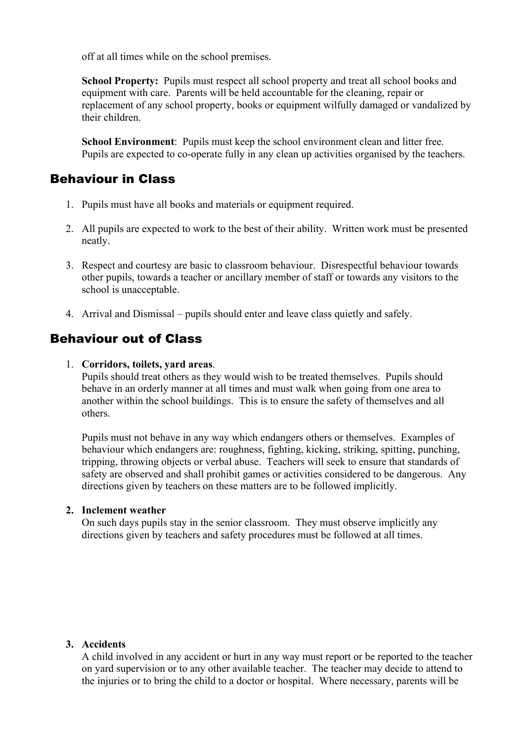off at all times while on the school premises.

**School Property:** Pupils must respect all school property and treat all school books and equipment with care. Parents will be held accountable for the cleaning, repair or replacement of any school property, books or equipment wilfully damaged or vandalized by their children.

**School Environment**: Pupils must keep the school environment clean and litter free. Pupils are expected to co-operate fully in any clean up activities organised by the teachers.

## Behaviour in Class

1. Pupils must have all books and materials or equipment required.

2. All pupils are expected to work to the best of their ability. Written work must be presented neatly.

3. Respect and courtesy are basic to classroom behaviour. Disrespectful behaviour towards other pupils, towards a teacher or ancillary member of staff or towards any visitors to the school is unacceptable.

4. Arrival and Dismissal – pupils should enter and leave class quietly and safely.

## Behaviour out of Class

1. **Corridors, toilets, yard areas**.
   Pupils should treat others as they would wish to be treated themselves. Pupils should behave in an orderly manner at all times and must walk when going from one area to another within the school buildings. This is to ensure the safety of themselves and all others.

   Pupils must not behave in any way which endangers others or themselves. Examples of behaviour which endangers are: roughness, fighting, kicking, striking, spitting, punching, tripping, throwing objects or verbal abuse. Teachers will seek to ensure that standards of safety are observed and shall prohibit games or activities considered to be dangerous. Any directions given by teachers on these matters are to be followed implicitly.

2. **Inclement weather**
   On such days pupils stay in the senior classroom. They must observe implicitly any directions given by teachers and safety procedures must be followed at all times.

3. **Accidents**
   A child involved in any accident or hurt in any way must report or be reported to the teacher on yard supervision or to any other available teacher. The teacher may decide to attend to the injuries or to bring the child to a doctor or hospital. Where necessary, parents will be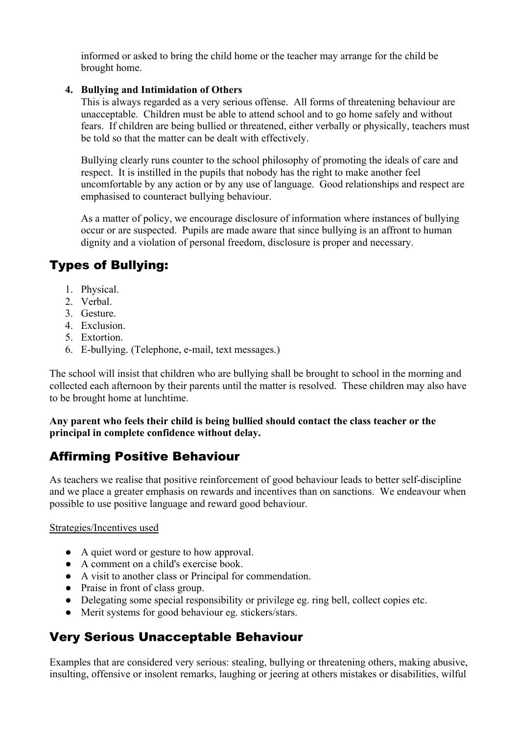informed or asked to bring the child home or the teacher may arrange for the child be brought home.

4. **Bullying and Intimidation of Others**

   This is always regarded as a very serious offense. All forms of threatening behaviour are unacceptable. Children must be able to attend school and to go home safely and without fears. If children are being bullied or threatened, either verbally or physically, teachers must be told so that the matter can be dealt with effectively.

   Bullying clearly runs counter to the school philosophy of promoting the ideals of care and respect. It is instilled in the pupils that nobody has the right to make another feel uncomfortable by any action or by any use of language. Good relationships and respect are emphasised to counteract bullying behaviour.

   As a matter of policy, we encourage disclosure of information where instances of bullying occur or are suspected. Pupils are made aware that since bullying is an affront to human dignity and a violation of personal freedom, disclosure is proper and necessary.

## Types of Bullying:

1. Physical.
2. Verbal.
3. Gesture.
4. Exclusion.
5. Extortion.
6. E-bullying. (Telephone, e-mail, text messages.)

The school will insist that children who are bullying shall be brought to school in the morning and collected each afternoon by their parents until the matter is resolved. These children may also have to be brought home at lunchtime.

**Any parent who feels their child is being bullied should contact the class teacher or the principal in complete confidence without delay.**

## Affirming Positive Behaviour

As teachers we realise that positive reinforcement of good behaviour leads to better self-discipline and we place a greater emphasis on rewards and incentives than on sanctions. We endeavour when possible to use positive language and reward good behaviour.

Strategies/Incentives used

- A quiet word or gesture to how approval.
- A comment on a child's exercise book.
- A visit to another class or Principal for commendation.
- Praise in front of class group.
- Delegating some special responsibility or privilege eg. ring bell, collect copies etc.
- Merit systems for good behaviour eg. stickers/stars.

## Very Serious Unacceptable Behaviour

Examples that are considered very serious: stealing, bullying or threatening others, making abusive, insulting, offensive or insolent remarks, laughing or jeering at others mistakes or disabilities, wilful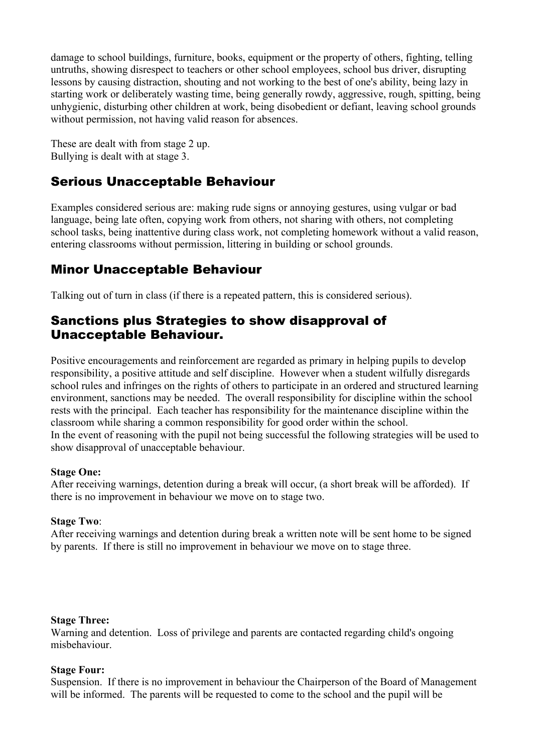damage to school buildings, furniture, books, equipment or the property of others, fighting, telling untruths, showing disrespect to teachers or other school employees, school bus driver, disrupting lessons by causing distraction, shouting and not working to the best of one's ability, being lazy in starting work or deliberately wasting time, being generally rowdy, aggressive, rough, spitting, being unhygienic, disturbing other children at work, being disobedient or defiant, leaving school grounds without permission, not having valid reason for absences.

These are dealt with from stage 2 up.
Bullying is dealt with at stage 3.

## Serious Unacceptable Behaviour

Examples considered serious are: making rude signs or annoying gestures, using vulgar or bad language, being late often, copying work from others, not sharing with others, not completing school tasks, being inattentive during class work, not completing homework without a valid reason, entering classrooms without permission, littering in building or school grounds.

## Minor Unacceptable Behaviour

Talking out of turn in class (if there is a repeated pattern, this is considered serious).

## Sanctions plus Strategies to show disapproval of Unacceptable Behaviour.

Positive encouragements and reinforcement are regarded as primary in helping pupils to develop responsibility, a positive attitude and self discipline. However when a student wilfully disregards school rules and infringes on the rights of others to participate in an ordered and structured learning environment, sanctions may be needed. The overall responsibility for discipline within the school rests with the principal. Each teacher has responsibility for the maintenance discipline within the classroom while sharing a common responsibility for good order within the school.
In the event of reasoning with the pupil not being successful the following strategies will be used to show disapproval of unacceptable behaviour.

**Stage One:**
After receiving warnings, detention during a break will occur, (a short break will be afforded). If there is no improvement in behaviour we move on to stage two.

**Stage Two**:
After receiving warnings and detention during break a written note will be sent home to be signed by parents. If there is still no improvement in behaviour we move on to stage three.

**Stage Three:**
Warning and detention. Loss of privilege and parents are contacted regarding child's ongoing misbehaviour.

**Stage Four:**
Suspension. If there is no improvement in behaviour the Chairperson of the Board of Management will be informed. The parents will be requested to come to the school and the pupil will be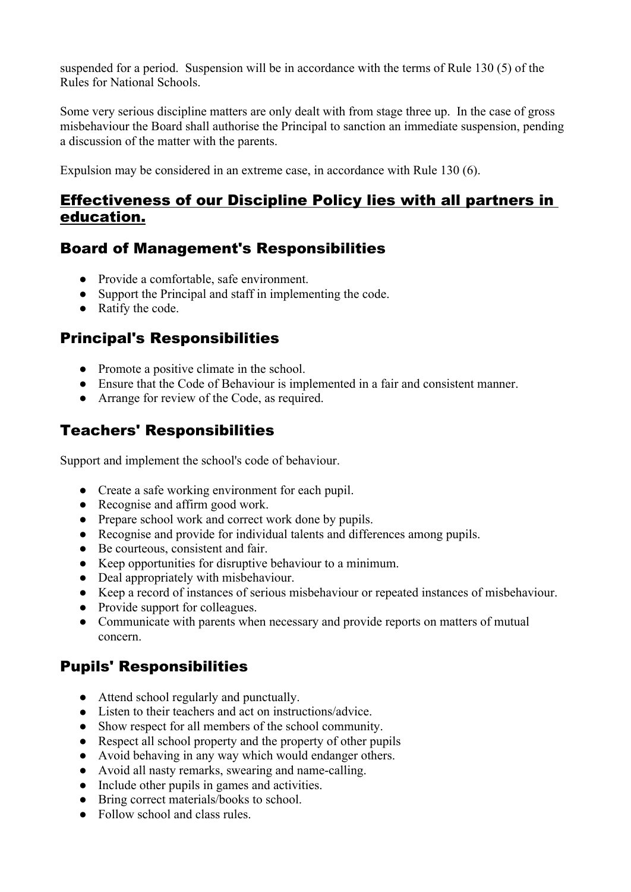suspended for a period. Suspension will be in accordance with the terms of Rule 130 (5) of the Rules for National Schools.

Some very serious discipline matters are only dealt with from stage three up. In the case of gross misbehaviour the Board shall authorise the Principal to sanction an immediate suspension, pending a discussion of the matter with the parents.

Expulsion may be considered in an extreme case, in accordance with Rule 130 (6).

## Effectiveness of our Discipline Policy lies with all partners in education.

### Board of Management's Responsibilities

- Provide a comfortable, safe environment.
- Support the Principal and staff in implementing the code.
- Ratify the code.

### Principal's Responsibilities

- Promote a positive climate in the school.
- Ensure that the Code of Behaviour is implemented in a fair and consistent manner.
- Arrange for review of the Code, as required.

### Teachers' Responsibilities

Support and implement the school's code of behaviour.

- Create a safe working environment for each pupil.
- Recognise and affirm good work.
- Prepare school work and correct work done by pupils.
- Recognise and provide for individual talents and differences among pupils.
- Be courteous, consistent and fair.
- Keep opportunities for disruptive behaviour to a minimum.
- Deal appropriately with misbehaviour.
- Keep a record of instances of serious misbehaviour or repeated instances of misbehaviour.
- Provide support for colleagues.
- Communicate with parents when necessary and provide reports on matters of mutual concern.

### Pupils' Responsibilities

- Attend school regularly and punctually.
- Listen to their teachers and act on instructions/advice.
- Show respect for all members of the school community.
- Respect all school property and the property of other pupils
- Avoid behaving in any way which would endanger others.
- Avoid all nasty remarks, swearing and name-calling.
- Include other pupils in games and activities.
- Bring correct materials/books to school.
- Follow school and class rules.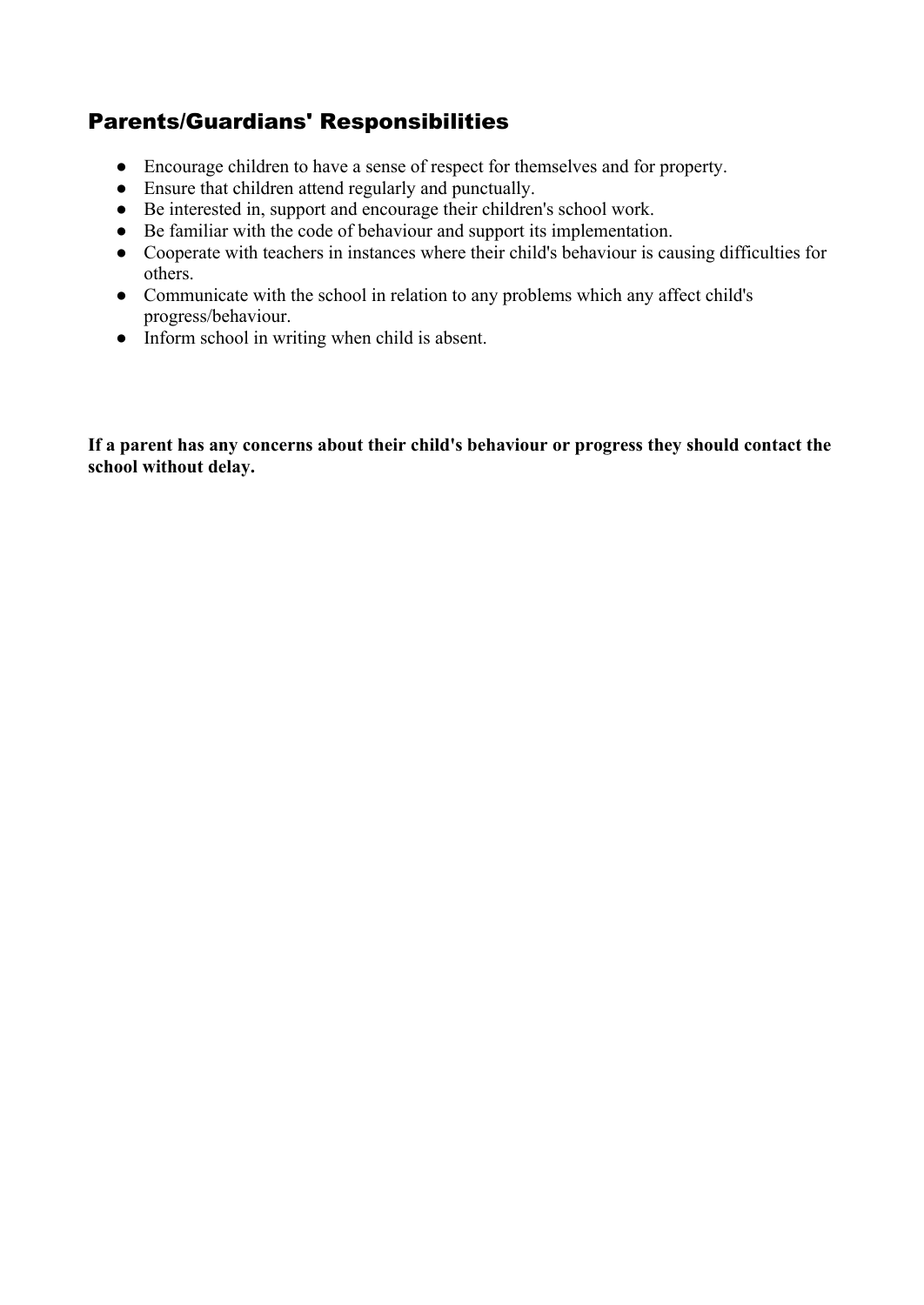## Parents/Guardians' Responsibilities

- Encourage children to have a sense of respect for themselves and for property.
- Ensure that children attend regularly and punctually.
- Be interested in, support and encourage their children's school work.
- Be familiar with the code of behaviour and support its implementation.
- Cooperate with teachers in instances where their child's behaviour is causing difficulties for others.
- Communicate with the school in relation to any problems which any affect child's progress/behaviour.
- Inform school in writing when child is absent.

**If a parent has any concerns about their child's behaviour or progress they should contact the school without delay.**